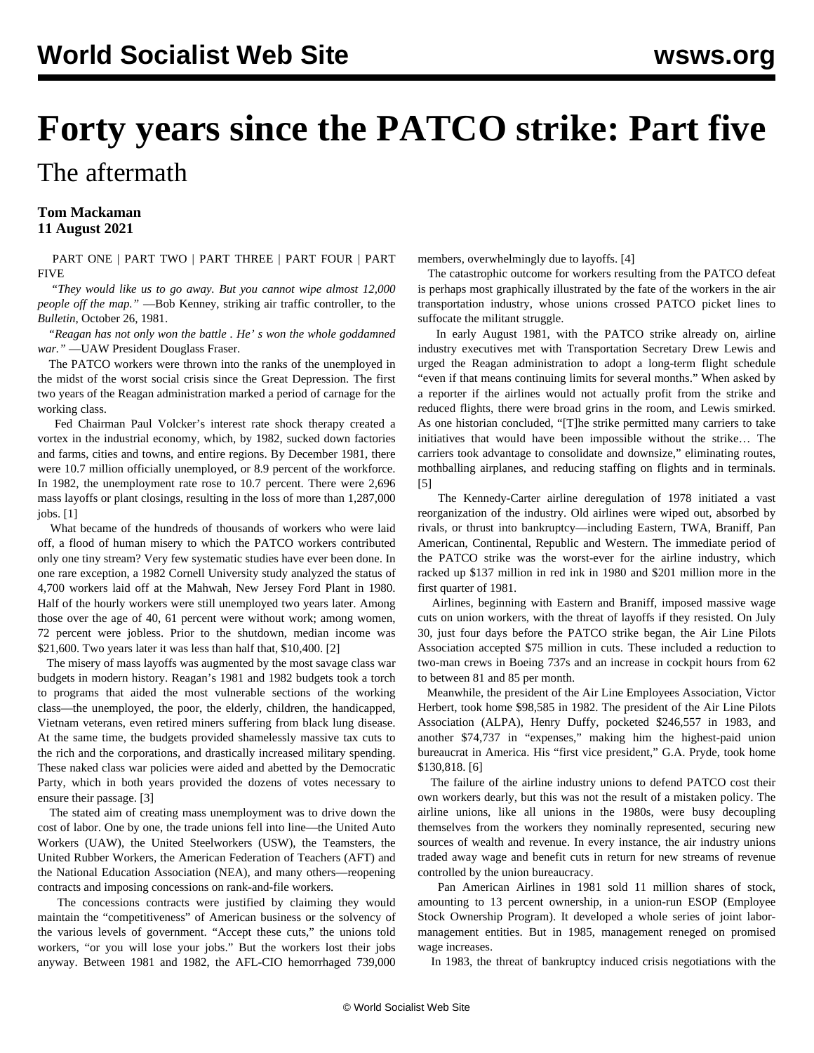# Forty years since the PATCO strike: Part five

## The aftermath

**Tom Mackaman**
**11 August 2021**

PART ONE | PART TWO | PART THREE | PART FOUR | PART FIVE

*"They would like us to go away. But you cannot wipe almost 12,000 people off the map."* —Bob Kenney, striking air traffic controller, to the *Bulletin*, October 26, 1981.

*"Reagan has not only won the battle . He' s won the whole goddamned war."* —UAW President Douglass Fraser.

The PATCO workers were thrown into the ranks of the unemployed in the midst of the worst social crisis since the Great Depression. The first two years of the Reagan administration marked a period of carnage for the working class.

Fed Chairman Paul Volcker's interest rate shock therapy created a vortex in the industrial economy, which, by 1982, sucked down factories and farms, cities and towns, and entire regions. By December 1981, there were 10.7 million officially unemployed, or 8.9 percent of the workforce. In 1982, the unemployment rate rose to 10.7 percent. There were 2,696 mass layoffs or plant closings, resulting in the loss of more than 1,287,000 jobs. [1]

What became of the hundreds of thousands of workers who were laid off, a flood of human misery to which the PATCO workers contributed only one tiny stream? Very few systematic studies have ever been done. In one rare exception, a 1982 Cornell University study analyzed the status of 4,700 workers laid off at the Mahwah, New Jersey Ford Plant in 1980. Half of the hourly workers were still unemployed two years later. Among those over the age of 40, 61 percent were without work; among women, 72 percent were jobless. Prior to the shutdown, median income was $21,600. Two years later it was less than half that, $10,400. [2]

The misery of mass layoffs was augmented by the most savage class war budgets in modern history. Reagan's 1981 and 1982 budgets took a torch to programs that aided the most vulnerable sections of the working class—the unemployed, the poor, the elderly, children, the handicapped, Vietnam veterans, even retired miners suffering from black lung disease. At the same time, the budgets provided shamelessly massive tax cuts to the rich and the corporations, and drastically increased military spending. These naked class war policies were aided and abetted by the Democratic Party, which in both years provided the dozens of votes necessary to ensure their passage. [3]

The stated aim of creating mass unemployment was to drive down the cost of labor. One by one, the trade unions fell into line—the United Auto Workers (UAW), the United Steelworkers (USW), the Teamsters, the United Rubber Workers, the American Federation of Teachers (AFT) and the National Education Association (NEA), and many others—reopening contracts and imposing concessions on rank-and-file workers.

The concessions contracts were justified by claiming they would maintain the "competitiveness" of American business or the solvency of the various levels of government. "Accept these cuts," the unions told workers, "or you will lose your jobs." But the workers lost their jobs anyway. Between 1981 and 1982, the AFL-CIO hemorrhaged 739,000 members, overwhelmingly due to layoffs. [4]

The catastrophic outcome for workers resulting from the PATCO defeat is perhaps most graphically illustrated by the fate of the workers in the air transportation industry, whose unions crossed PATCO picket lines to suffocate the militant struggle.

In early August 1981, with the PATCO strike already on, airline industry executives met with Transportation Secretary Drew Lewis and urged the Reagan administration to adopt a long-term flight schedule "even if that means continuing limits for several months." When asked by a reporter if the airlines would not actually profit from the strike and reduced flights, there were broad grins in the room, and Lewis smirked. As one historian concluded, "[T]he strike permitted many carriers to take initiatives that would have been impossible without the strike… The carriers took advantage to consolidate and downsize," eliminating routes, mothballing airplanes, and reducing staffing on flights and in terminals. [5]

The Kennedy-Carter airline deregulation of 1978 initiated a vast reorganization of the industry. Old airlines were wiped out, absorbed by rivals, or thrust into bankruptcy—including Eastern, TWA, Braniff, Pan American, Continental, Republic and Western. The immediate period of the PATCO strike was the worst-ever for the airline industry, which racked up $137 million in red ink in 1980 and $201 million more in the first quarter of 1981.

Airlines, beginning with Eastern and Braniff, imposed massive wage cuts on union workers, with the threat of layoffs if they resisted. On July 30, just four days before the PATCO strike began, the Air Line Pilots Association accepted $75 million in cuts. These included a reduction to two-man crews in Boeing 737s and an increase in cockpit hours from 62 to between 81 and 85 per month.

Meanwhile, the president of the Air Line Employees Association, Victor Herbert, took home $98,585 in 1982. The president of the Air Line Pilots Association (ALPA), Henry Duffy, pocketed $246,557 in 1983, and another $74,737 in "expenses," making him the highest-paid union bureaucrat in America. His "first vice president," G.A. Pryde, took home $130,818. [6]

The failure of the airline industry unions to defend PATCO cost their own workers dearly, but this was not the result of a mistaken policy. The airline unions, like all unions in the 1980s, were busy decoupling themselves from the workers they nominally represented, securing new sources of wealth and revenue. In every instance, the air industry unions traded away wage and benefit cuts in return for new streams of revenue controlled by the union bureaucracy.

Pan American Airlines in 1981 sold 11 million shares of stock, amounting to 13 percent ownership, in a union-run ESOP (Employee Stock Ownership Program). It developed a whole series of joint labor-management entities. But in 1985, management reneged on promised wage increases.

In 1983, the threat of bankruptcy induced crisis negotiations with the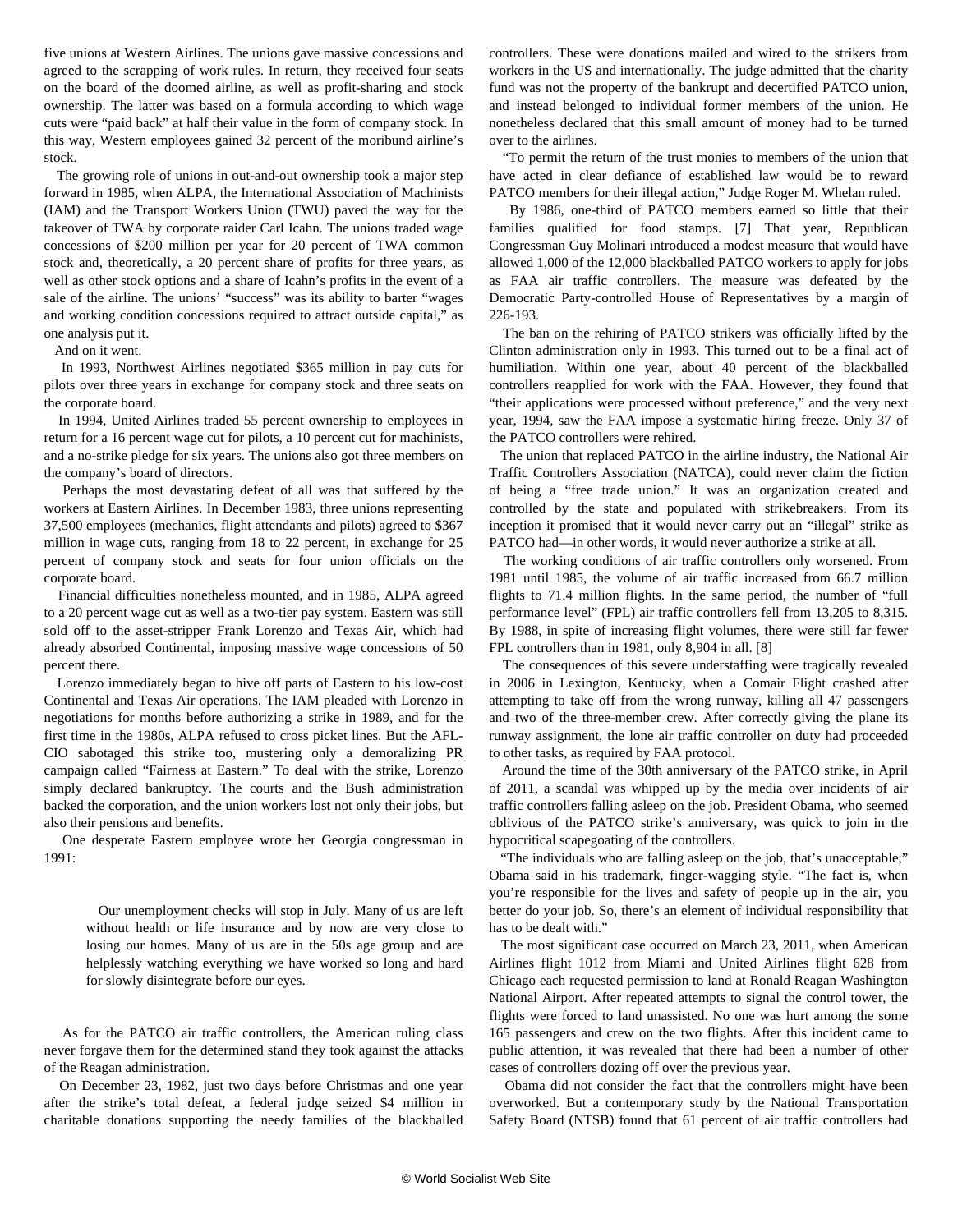five unions at Western Airlines. The unions gave massive concessions and agreed to the scrapping of work rules. In return, they received four seats on the board of the doomed airline, as well as profit-sharing and stock ownership. The latter was based on a formula according to which wage cuts were "paid back" at half their value in the form of company stock. In this way, Western employees gained 32 percent of the moribund airline's stock.

The growing role of unions in out-and-out ownership took a major step forward in 1985, when ALPA, the International Association of Machinists (IAM) and the Transport Workers Union (TWU) paved the way for the takeover of TWA by corporate raider Carl Icahn. The unions traded wage concessions of $200 million per year for 20 percent of TWA common stock and, theoretically, a 20 percent share of profits for three years, as well as other stock options and a share of Icahn's profits in the event of a sale of the airline. The unions' "success" was its ability to barter "wages and working condition concessions required to attract outside capital," as one analysis put it.

And on it went.

In 1993, Northwest Airlines negotiated $365 million in pay cuts for pilots over three years in exchange for company stock and three seats on the corporate board.

In 1994, United Airlines traded 55 percent ownership to employees in return for a 16 percent wage cut for pilots, a 10 percent cut for machinists, and a no-strike pledge for six years. The unions also got three members on the company's board of directors.

Perhaps the most devastating defeat of all was that suffered by the workers at Eastern Airlines. In December 1983, three unions representing 37,500 employees (mechanics, flight attendants and pilots) agreed to $367 million in wage cuts, ranging from 18 to 22 percent, in exchange for 25 percent of company stock and seats for four union officials on the corporate board.

Financial difficulties nonetheless mounted, and in 1985, ALPA agreed to a 20 percent wage cut as well as a two-tier pay system. Eastern was still sold off to the asset-stripper Frank Lorenzo and Texas Air, which had already absorbed Continental, imposing massive wage concessions of 50 percent there.

Lorenzo immediately began to hive off parts of Eastern to his low-cost Continental and Texas Air operations. The IAM pleaded with Lorenzo in negotiations for months before authorizing a strike in 1989, and for the first time in the 1980s, ALPA refused to cross picket lines. But the AFL-CIO sabotaged this strike too, mustering only a demoralizing PR campaign called "Fairness at Eastern." To deal with the strike, Lorenzo simply declared bankruptcy. The courts and the Bush administration backed the corporation, and the union workers lost not only their jobs, but also their pensions and benefits.

One desperate Eastern employee wrote her Georgia congressman in 1991:

> Our unemployment checks will stop in July. Many of us are left without health or life insurance and by now are very close to losing our homes. Many of us are in the 50s age group and are helplessly watching everything we have worked so long and hard for slowly disintegrate before our eyes.

As for the PATCO air traffic controllers, the American ruling class never forgave them for the determined stand they took against the attacks of the Reagan administration.

On December 23, 1982, just two days before Christmas and one year after the strike's total defeat, a federal judge seized $4 million in charitable donations supporting the needy families of the blackballed controllers. These were donations mailed and wired to the strikers from workers in the US and internationally. The judge admitted that the charity fund was not the property of the bankrupt and decertified PATCO union, and instead belonged to individual former members of the union. He nonetheless declared that this small amount of money had to be turned over to the airlines.

"To permit the return of the trust monies to members of the union that have acted in clear defiance of established law would be to reward PATCO members for their illegal action," Judge Roger M. Whelan ruled.

By 1986, one-third of PATCO members earned so little that their families qualified for food stamps. [7] That year, Republican Congressman Guy Molinari introduced a modest measure that would have allowed 1,000 of the 12,000 blackballed PATCO workers to apply for jobs as FAA air traffic controllers. The measure was defeated by the Democratic Party-controlled House of Representatives by a margin of 226-193.

The ban on the rehiring of PATCO strikers was officially lifted by the Clinton administration only in 1993. This turned out to be a final act of humiliation. Within one year, about 40 percent of the blackballed controllers reapplied for work with the FAA. However, they found that "their applications were processed without preference," and the very next year, 1994, saw the FAA impose a systematic hiring freeze. Only 37 of the PATCO controllers were rehired.

The union that replaced PATCO in the airline industry, the National Air Traffic Controllers Association (NATCA), could never claim the fiction of being a "free trade union." It was an organization created and controlled by the state and populated with strikebreakers. From its inception it promised that it would never carry out an "illegal" strike as PATCO had—in other words, it would never authorize a strike at all.

The working conditions of air traffic controllers only worsened. From 1981 until 1985, the volume of air traffic increased from 66.7 million flights to 71.4 million flights. In the same period, the number of "full performance level" (FPL) air traffic controllers fell from 13,205 to 8,315. By 1988, in spite of increasing flight volumes, there were still far fewer FPL controllers than in 1981, only 8,904 in all. [8]

The consequences of this severe understaffing were tragically revealed in 2006 in Lexington, Kentucky, when a Comair Flight crashed after attempting to take off from the wrong runway, killing all 47 passengers and two of the three-member crew. After correctly giving the plane its runway assignment, the lone air traffic controller on duty had proceeded to other tasks, as required by FAA protocol.

Around the time of the 30th anniversary of the PATCO strike, in April of 2011, a scandal was whipped up by the media over incidents of air traffic controllers falling asleep on the job. President Obama, who seemed oblivious of the PATCO strike's anniversary, was quick to join in the hypocritical scapegoating of the controllers.

"The individuals who are falling asleep on the job, that's unacceptable," Obama said in his trademark, finger-wagging style. "The fact is, when you're responsible for the lives and safety of people up in the air, you better do your job. So, there's an element of individual responsibility that has to be dealt with."

The most significant case occurred on March 23, 2011, when American Airlines flight 1012 from Miami and United Airlines flight 628 from Chicago each requested permission to land at Ronald Reagan Washington National Airport. After repeated attempts to signal the control tower, the flights were forced to land unassisted. No one was hurt among the some 165 passengers and crew on the two flights. After this incident came to public attention, it was revealed that there had been a number of other cases of controllers dozing off over the previous year.

Obama did not consider the fact that the controllers might have been overworked. But a contemporary study by the National Transportation Safety Board (NTSB) found that 61 percent of air traffic controllers had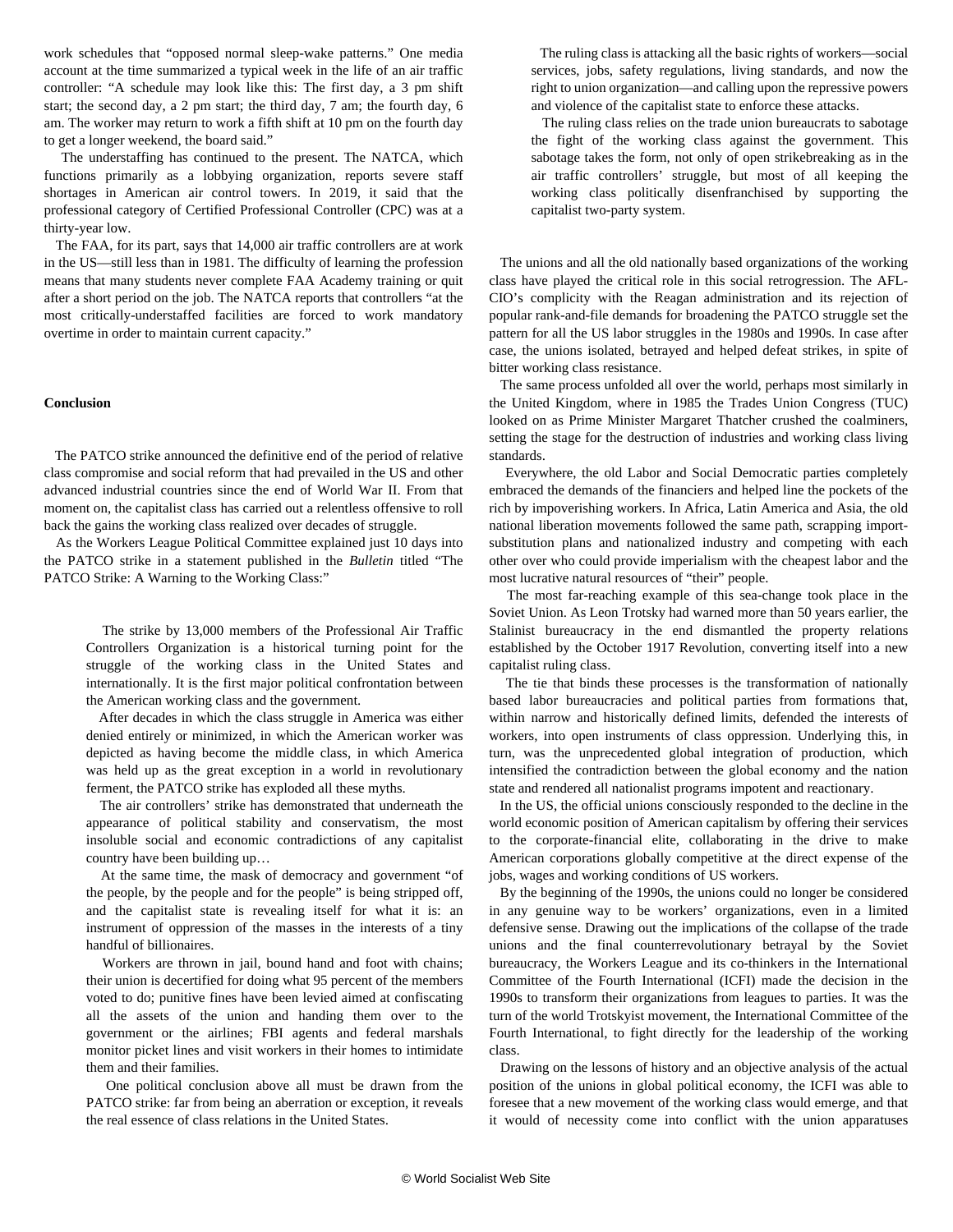work schedules that "opposed normal sleep-wake patterns." One media account at the time summarized a typical week in the life of an air traffic controller: "A schedule may look like this: The first day, a 3 pm shift start; the second day, a 2 pm start; the third day, 7 am; the fourth day, 6 am. The worker may return to work a fifth shift at 10 pm on the fourth day to get a longer weekend, the board said."

The understaffing has continued to the present. The NATCA, which functions primarily as a lobbying organization, reports severe staff shortages in American air control towers. In 2019, it said that the professional category of Certified Professional Controller (CPC) was at a thirty-year low.

The FAA, for its part, says that 14,000 air traffic controllers are at work in the US—still less than in 1981. The difficulty of learning the profession means that many students never complete FAA Academy training or quit after a short period on the job. The NATCA reports that controllers "at the most critically-understaffed facilities are forced to work mandatory overtime in order to maintain current capacity."

**Conclusion**

The PATCO strike announced the definitive end of the period of relative class compromise and social reform that had prevailed in the US and other advanced industrial countries since the end of World War II. From that moment on, the capitalist class has carried out a relentless offensive to roll back the gains the working class realized over decades of struggle.

As the Workers League Political Committee explained just 10 days into the PATCO strike in a statement published in the *Bulletin* titled "The PATCO Strike: A Warning to the Working Class:"

> The strike by 13,000 members of the Professional Air Traffic Controllers Organization is a historical turning point for the struggle of the working class in the United States and internationally. It is the first major political confrontation between the American working class and the government.
>
> After decades in which the class struggle in America was either denied entirely or minimized, in which the American worker was depicted as having become the middle class, in which America was held up as the great exception in a world in revolutionary ferment, the PATCO strike has exploded all these myths.
>
> The air controllers' strike has demonstrated that underneath the appearance of political stability and conservatism, the most insoluble social and economic contradictions of any capitalist country have been building up…
>
> At the same time, the mask of democracy and government "of the people, by the people and for the people" is being stripped off, and the capitalist state is revealing itself for what it is: an instrument of oppression of the masses in the interests of a tiny handful of billionaires.
>
> Workers are thrown in jail, bound hand and foot with chains; their union is decertified for doing what 95 percent of the members voted to do; punitive fines have been levied aimed at confiscating all the assets of the union and handing them over to the government or the airlines; FBI agents and federal marshals monitor picket lines and visit workers in their homes to intimidate them and their families.
>
> One political conclusion above all must be drawn from the PATCO strike: far from being an aberration or exception, it reveals the real essence of class relations in the United States.
>
> The ruling class is attacking all the basic rights of workers—social services, jobs, safety regulations, living standards, and now the right to union organization—and calling upon the repressive powers and violence of the capitalist state to enforce these attacks.
>
> The ruling class relies on the trade union bureaucrats to sabotage the fight of the working class against the government. This sabotage takes the form, not only of open strikebreaking as in the air traffic controllers' struggle, but most of all keeping the working class politically disenfranchised by supporting the capitalist two-party system.

The unions and all the old nationally based organizations of the working class have played the critical role in this social retrogression. The AFL-CIO's complicity with the Reagan administration and its rejection of popular rank-and-file demands for broadening the PATCO struggle set the pattern for all the US labor struggles in the 1980s and 1990s. In case after case, the unions isolated, betrayed and helped defeat strikes, in spite of bitter working class resistance.

The same process unfolded all over the world, perhaps most similarly in the United Kingdom, where in 1985 the Trades Union Congress (TUC) looked on as Prime Minister Margaret Thatcher crushed the coalminers, setting the stage for the destruction of industries and working class living standards.

Everywhere, the old Labor and Social Democratic parties completely embraced the demands of the financiers and helped line the pockets of the rich by impoverishing workers. In Africa, Latin America and Asia, the old national liberation movements followed the same path, scrapping import-substitution plans and nationalized industry and competing with each other over who could provide imperialism with the cheapest labor and the most lucrative natural resources of "their" people.

The most far-reaching example of this sea-change took place in the Soviet Union. As Leon Trotsky had warned more than 50 years earlier, the Stalinist bureaucracy in the end dismantled the property relations established by the October 1917 Revolution, converting itself into a new capitalist ruling class.

The tie that binds these processes is the transformation of nationally based labor bureaucracies and political parties from formations that, within narrow and historically defined limits, defended the interests of workers, into open instruments of class oppression. Underlying this, in turn, was the unprecedented global integration of production, which intensified the contradiction between the global economy and the nation state and rendered all nationalist programs impotent and reactionary.

In the US, the official unions consciously responded to the decline in the world economic position of American capitalism by offering their services to the corporate-financial elite, collaborating in the drive to make American corporations globally competitive at the direct expense of the jobs, wages and working conditions of US workers.

By the beginning of the 1990s, the unions could no longer be considered in any genuine way to be workers' organizations, even in a limited defensive sense. Drawing out the implications of the collapse of the trade unions and the final counterrevolutionary betrayal by the Soviet bureaucracy, the Workers League and its co-thinkers in the International Committee of the Fourth International (ICFI) made the decision in the 1990s to transform their organizations from leagues to parties. It was the turn of the world Trotskyist movement, the International Committee of the Fourth International, to fight directly for the leadership of the working class.

Drawing on the lessons of history and an objective analysis of the actual position of the unions in global political economy, the ICFI was able to foresee that a new movement of the working class would emerge, and that it would of necessity come into conflict with the union apparatuses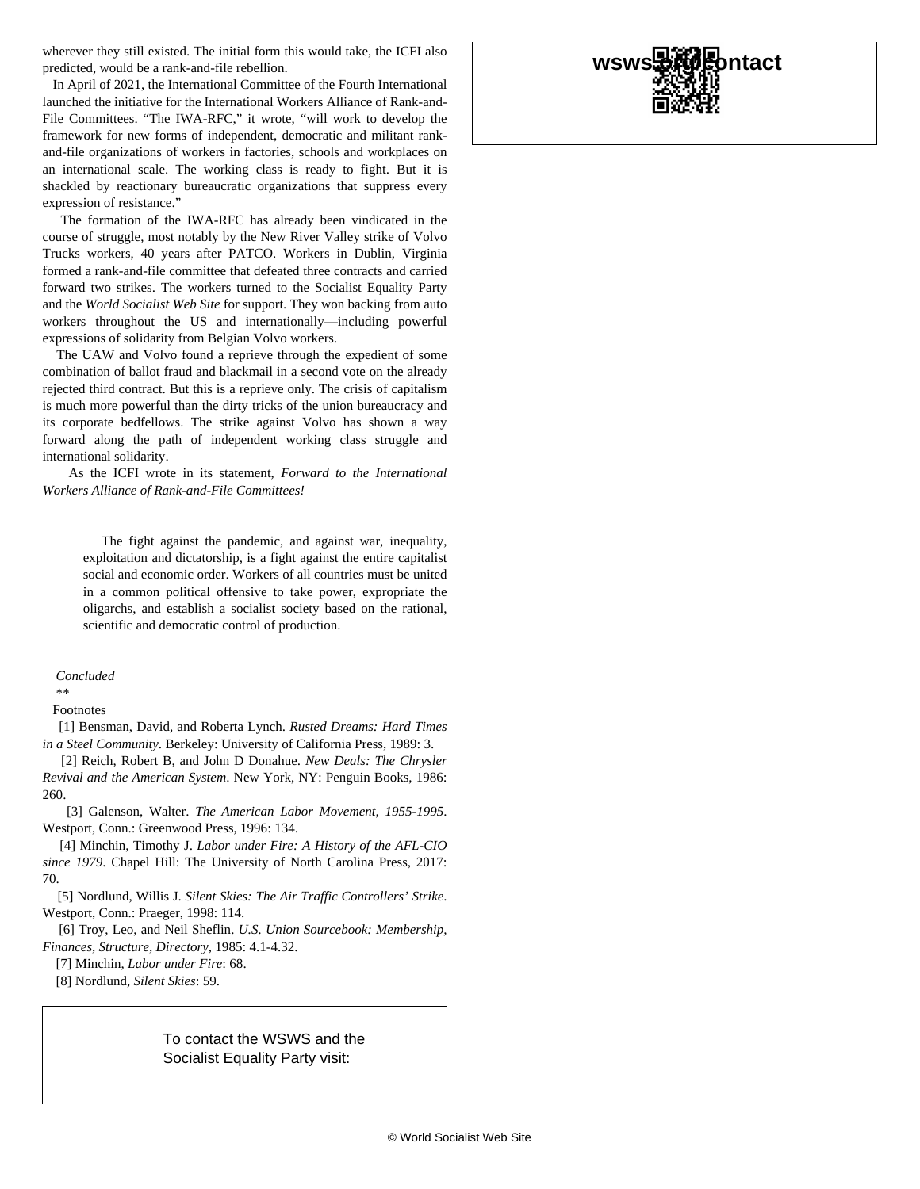wherever they still existed. The initial form this would take, the ICFI also predicted, would be a rank-and-file rebellion.

In April of 2021, the International Committee of the Fourth International launched the initiative for the International Workers Alliance of Rank-and-File Committees. "The IWA-RFC," it wrote, "will work to develop the framework for new forms of independent, democratic and militant rank-and-file organizations of workers in factories, schools and workplaces on an international scale. The working class is ready to fight. But it is shackled by reactionary bureaucratic organizations that suppress every expression of resistance."

The formation of the IWA-RFC has already been vindicated in the course of struggle, most notably by the New River Valley strike of Volvo Trucks workers, 40 years after PATCO. Workers in Dublin, Virginia formed a rank-and-file committee that defeated three contracts and carried forward two strikes. The workers turned to the Socialist Equality Party and the *World Socialist Web Site* for support. They won backing from auto workers throughout the US and internationally—including powerful expressions of solidarity from Belgian Volvo workers.

The UAW and Volvo found a reprieve through the expedient of some combination of ballot fraud and blackmail in a second vote on the already rejected third contract. But this is a reprieve only. The crisis of capitalism is much more powerful than the dirty tricks of the union bureaucracy and its corporate bedfellows. The strike against Volvo has shown a way forward along the path of independent working class struggle and international solidarity.

As the ICFI wrote in its statement, *Forward to the International Workers Alliance of Rank-and-File Committees!*

> The fight against the pandemic, and against war, inequality, exploitation and dictatorship, is a fight against the entire capitalist social and economic order. Workers of all countries must be united in a common political offensive to take power, expropriate the oligarchs, and establish a socialist society based on the rational, scientific and democratic control of production.

*Concluded*

**

Footnotes

[1] Bensman, David, and Roberta Lynch. *Rusted Dreams: Hard Times in a Steel Community*. Berkeley: University of California Press, 1989: 3.

[2] Reich, Robert B, and John D Donahue. *New Deals: The Chrysler Revival and the American System*. New York, NY: Penguin Books, 1986: 260.

[3] Galenson, Walter. *The American Labor Movement, 1955-1995*. Westport, Conn.: Greenwood Press, 1996: 134.

[4] Minchin, Timothy J. *Labor under Fire: A History of the AFL-CIO since 1979*. Chapel Hill: The University of North Carolina Press, 2017: 70.

[5] Nordlund, Willis J. *Silent Skies: The Air Traffic Controllers' Strike*. Westport, Conn.: Praeger, 1998: 114.

[6] Troy, Leo, and Neil Sheflin. *U.S. Union Sourcebook: Membership, Finances, Structure, Directory*, 1985: 4.1-4.32.

[7] Minchin, *Labor under Fire*: 68.

[8] Nordlund, *Silent Skies*: 59.

To contact the WSWS and the Socialist Equality Party visit:

**wsws.org/contact**